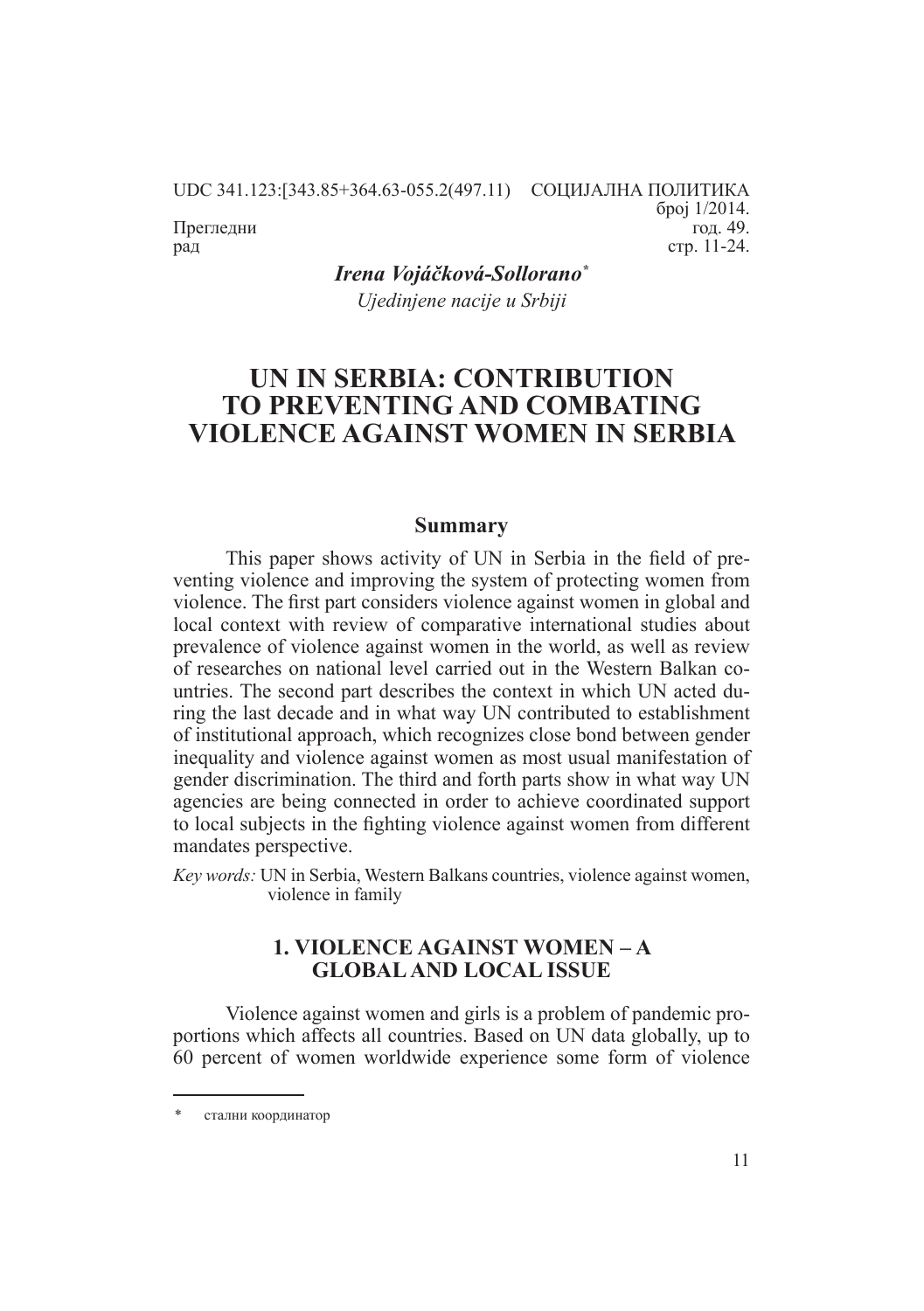UDC 341.123:[343.85+364.63-055.2(497.11)

СОЦИЈАЛНА ПОЛИТИКА
број 1/2014.
год. 49.
стр. 11-24.

Прегледни
рад

***Irena Vojáčková-Sollorano****

*Ujedinjene nacije u Srbiji*

# UN IN SERBIA: CONTRIBUTION TO PREVENTING AND COMBATING VIOLENCE AGAINST WOMEN IN SERBIA

## Summary

This paper shows activity of UN in Serbia in the field of preventing violence and improving the system of protecting women from violence. The first part considers violence against women in global and local context with review of comparative international studies about prevalence of violence against women in the world, as well as review of researches on national level carried out in the Western Balkan countries. The second part describes the context in which UN acted during the last decade and in what way UN contributed to establishment of institutional approach, which recognizes close bond between gender inequality and violence against women as most usual manifestation of gender discrimination. The third and forth parts show in what way UN agencies are being connected in order to achieve coordinated support to local subjects in the fighting violence against women from different mandates perspective.

*Key words:* UN in Serbia, Western Balkans countries, violence against women, violence in family

## 1. VIOLENCE AGAINST WOMEN – A GLOBAL AND LOCAL ISSUE

Violence against women and girls is a problem of pandemic proportions which affects all countries. Based on UN data globally, up to 60 percent of women worldwide experience some form of violence

\* стални координатор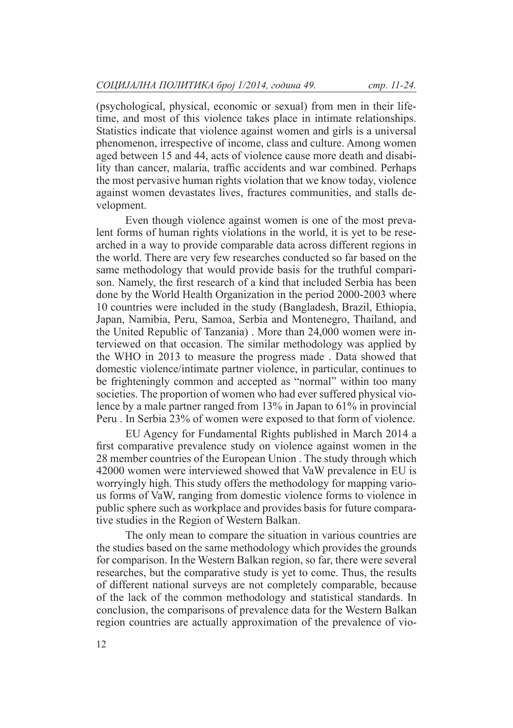(psychological, physical, economic or sexual) from men in their lifetime, and most of this violence takes place in intimate relationships. Statistics indicate that violence against women and girls is a universal phenomenon, irrespective of income, class and culture. Among women aged between 15 and 44, acts of violence cause more death and disability than cancer, malaria, traffic accidents and war combined. Perhaps the most pervasive human rights violation that we know today, violence against women devastates lives, fractures communities, and stalls development.

Even though violence against women is one of the most prevalent forms of human rights violations in the world, it is yet to be researched in a way to provide comparable data across different regions in the world. There are very few researches conducted so far based on the same methodology that would provide basis for the truthful comparison. Namely, the first research of a kind that included Serbia has been done by the World Health Organization in the period 2000-2003 where 10 countries were included in the study (Bangladesh, Brazil, Ethiopia, Japan, Namibia, Peru, Samoa, Serbia and Montenegro, Thailand, and the United Republic of Tanzania) . More than 24,000 women were interviewed on that occasion. The similar methodology was applied by the WHO in 2013 to measure the progress made . Data showed that domestic violence/intimate partner violence, in particular, continues to be frighteningly common and accepted as "normal" within too many societies. The proportion of women who had ever suffered physical violence by a male partner ranged from 13% in Japan to 61% in provincial Peru . In Serbia 23% of women were exposed to that form of violence.

EU Agency for Fundamental Rights published in March 2014 a first comparative prevalence study on violence against women in the 28 member countries of the European Union . The study through which 42000 women were interviewed showed that VaW prevalence in EU is worryingly high. This study offers the methodology for mapping various forms of VaW, ranging from domestic violence forms to violence in public sphere such as workplace and provides basis for future comparative studies in the Region of Western Balkan.

The only mean to compare the situation in various countries are the studies based on the same methodology which provides the grounds for comparison. In the Western Balkan region, so far, there were several researches, but the comparative study is yet to come. Thus, the results of different national surveys are not completely comparable, because of the lack of the common methodology and statistical standards. In conclusion, the comparisons of prevalence data for the Western Balkan region countries are actually approximation of the prevalence of vio-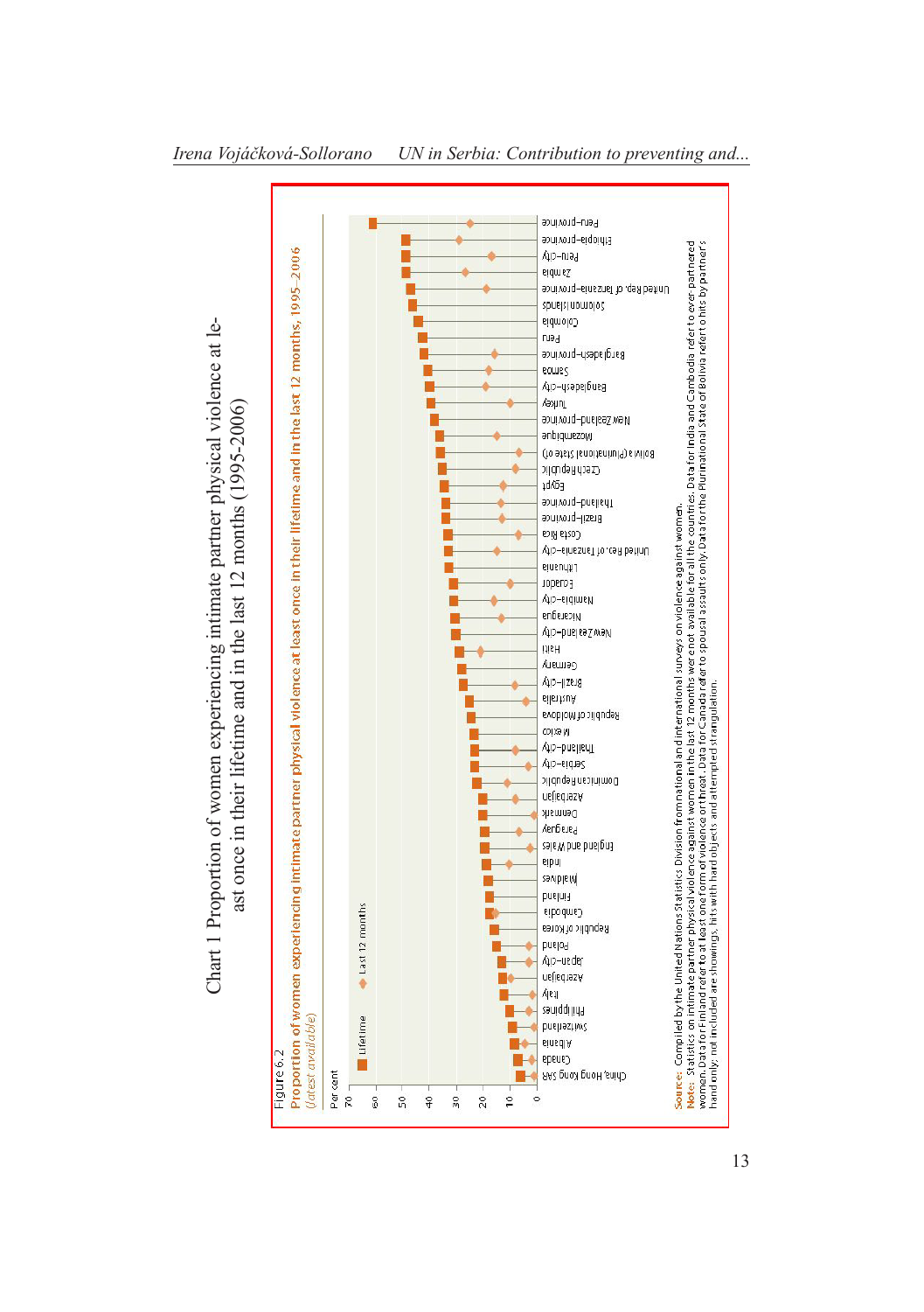Chart 1 Proportion of women experiencing intimate partner physical violence at least once in their lifetime and in the last 12 months (1995-2006)

Figure 6.2

**Proportion of women experiencing intimate partner physical violence at least once in their lifetime and in the last 12 months, 1995–2006** *(latest available)*

Per cent

Lifetime ◆ Last 12 months

Peru-province, Ethiopia-province, Peru-city, Zambia, United Rep. of Tanzania-province, Solomon Islands, Colombia, Peru, Bangladesh-province, Samoa, Bangladesh-city, Turkey, New Zealand-province, Mozambique, Bolivia (Plurinational State of), Czech Republic, Egypt, Thailand-province, Brazil-province, Costa Rica, United Rep. of Tanzania-city, Lithuania, Ecuador, Namibia-city, Nicaragua, New Zealand-city, Haiti, Germany, Brazil-city, Australia, Republic of Moldova, Mexico, Thailand-city, Serbia-city, Dominican Republic, Azerbaijan, Denmark, Paraguay, England and Wales, India, Maldives, Finland, Cambodia, Republic of Korea, Poland, Japan-city, Azerbaijan, Italy, Philippines, Switzerland, Albania, Canada, China, Hong Kong SAR

**Source:** Compiled by the United Nations Statistics Division from national and international surveys on violence against women.

**Note:** Statistics on intimate partner physical violence against women in the last 12 months were not available for all the countries. Data for India and Cambodia refer to ever-partnered women. Data for Finland refer to at least one form of violence or threat. Data for Canada refer to spousal assaults only. Data for the Plurinational State of Bolivia refer to hits by partner's hand only; not included are showings, hits with hard objects and attempted strangulation.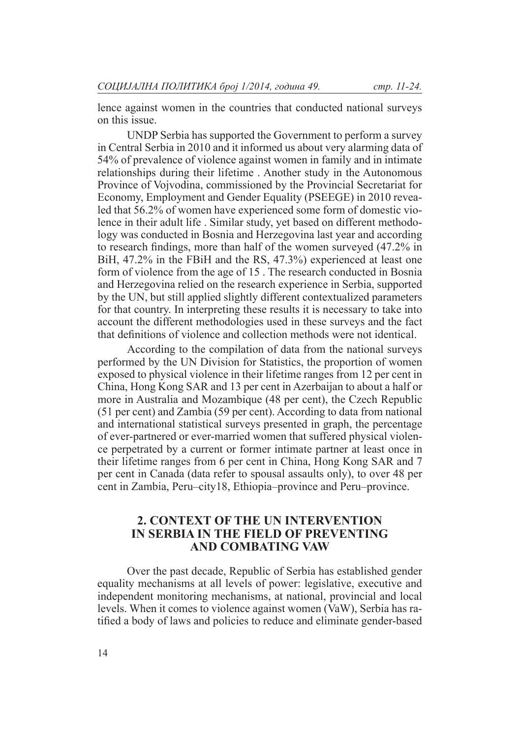lence against women in the countries that conducted national surveys on this issue.

UNDP Serbia has supported the Government to perform a survey in Central Serbia in 2010 and it informed us about very alarming data of 54% of prevalence of violence against women in family and in intimate relationships during their lifetime . Another study in the Autonomous Province of Vojvodina, commissioned by the Provincial Secretariat for Economy, Employment and Gender Equality (PSEEGE) in 2010 revealed that 56.2% of women have experienced some form of domestic violence in their adult life . Similar study, yet based on different methodology was conducted in Bosnia and Herzegovina last year and according to research findings, more than half of the women surveyed (47.2% in BiH, 47.2% in the FBiH and the RS, 47.3%) experienced at least one form of violence from the age of 15 . The research conducted in Bosnia and Herzegovina relied on the research experience in Serbia, supported by the UN, but still applied slightly different contextualized parameters for that country. In interpreting these results it is necessary to take into account the different methodologies used in these surveys and the fact that definitions of violence and collection methods were not identical.

According to the compilation of data from the national surveys performed by the UN Division for Statistics, the proportion of women exposed to physical violence in their lifetime ranges from 12 per cent in China, Hong Kong SAR and 13 per cent in Azerbaijan to about a half or more in Australia and Mozambique (48 per cent), the Czech Republic (51 per cent) and Zambia (59 per cent). According to data from national and international statistical surveys presented in graph, the percentage of ever-partnered or ever-married women that suffered physical violence perpetrated by a current or former intimate partner at least once in their lifetime ranges from 6 per cent in China, Hong Kong SAR and 7 per cent in Canada (data refer to spousal assaults only), to over 48 per cent in Zambia, Peru–city18, Ethiopia–province and Peru–province.

## 2. CONTEXT OF THE UN INTERVENTION IN SERBIA IN THE FIELD OF PREVENTING AND COMBATING VAW

Over the past decade, Republic of Serbia has established gender equality mechanisms at all levels of power: legislative, executive and independent monitoring mechanisms, at national, provincial and local levels. When it comes to violence against women (VaW), Serbia has ratified a body of laws and policies to reduce and eliminate gender-based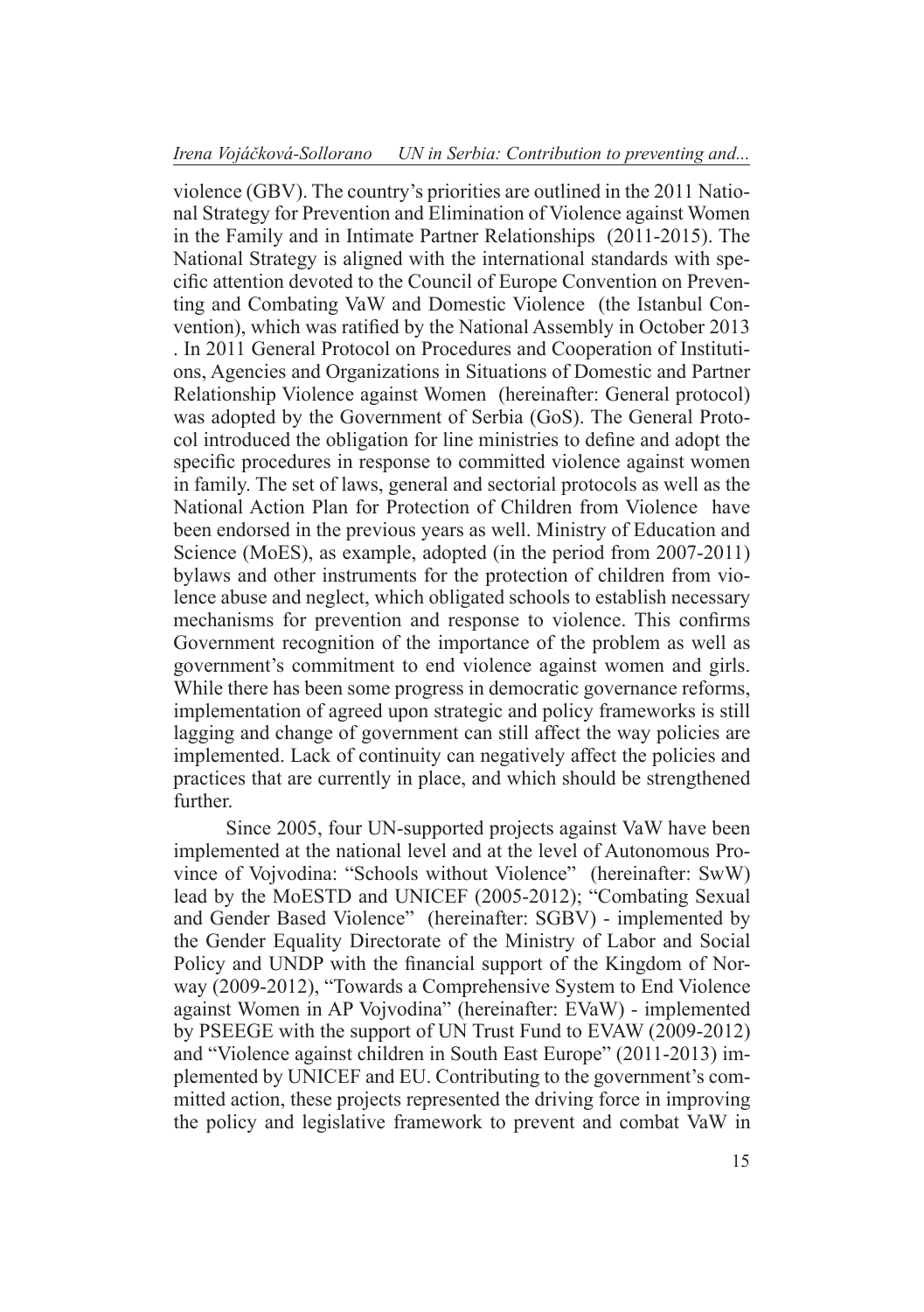violence (GBV). The country's priorities are outlined in the 2011 National Strategy for Prevention and Elimination of Violence against Women in the Family and in Intimate Partner Relationships (2011-2015). The National Strategy is aligned with the international standards with specific attention devoted to the Council of Europe Convention on Preventing and Combating VaW and Domestic Violence (the Istanbul Convention), which was ratified by the National Assembly in October 2013 . In 2011 General Protocol on Procedures and Cooperation of Institutions, Agencies and Organizations in Situations of Domestic and Partner Relationship Violence against Women (hereinafter: General protocol) was adopted by the Government of Serbia (GoS). The General Protocol introduced the obligation for line ministries to define and adopt the specific procedures in response to committed violence against women in family. The set of laws, general and sectorial protocols as well as the National Action Plan for Protection of Children from Violence have been endorsed in the previous years as well. Ministry of Education and Science (MoES), as example, adopted (in the period from 2007-2011) bylaws and other instruments for the protection of children from violence abuse and neglect, which obligated schools to establish necessary mechanisms for prevention and response to violence. This confirms Government recognition of the importance of the problem as well as government's commitment to end violence against women and girls. While there has been some progress in democratic governance reforms, implementation of agreed upon strategic and policy frameworks is still lagging and change of government can still affect the way policies are implemented. Lack of continuity can negatively affect the policies and practices that are currently in place, and which should be strengthened further.

Since 2005, four UN-supported projects against VaW have been implemented at the national level and at the level of Autonomous Province of Vojvodina: "Schools without Violence" (hereinafter: SwW) lead by the MoESTD and UNICEF (2005-2012); "Combating Sexual and Gender Based Violence" (hereinafter: SGBV) - implemented by the Gender Equality Directorate of the Ministry of Labor and Social Policy and UNDP with the financial support of the Kingdom of Norway (2009-2012), "Towards a Comprehensive System to End Violence against Women in AP Vojvodina" (hereinafter: EVaW) - implemented by PSEEGE with the support of UN Trust Fund to EVAW (2009-2012) and "Violence against children in South East Europe" (2011-2013) implemented by UNICEF and EU. Contributing to the government's committed action, these projects represented the driving force in improving the policy and legislative framework to prevent and combat VaW in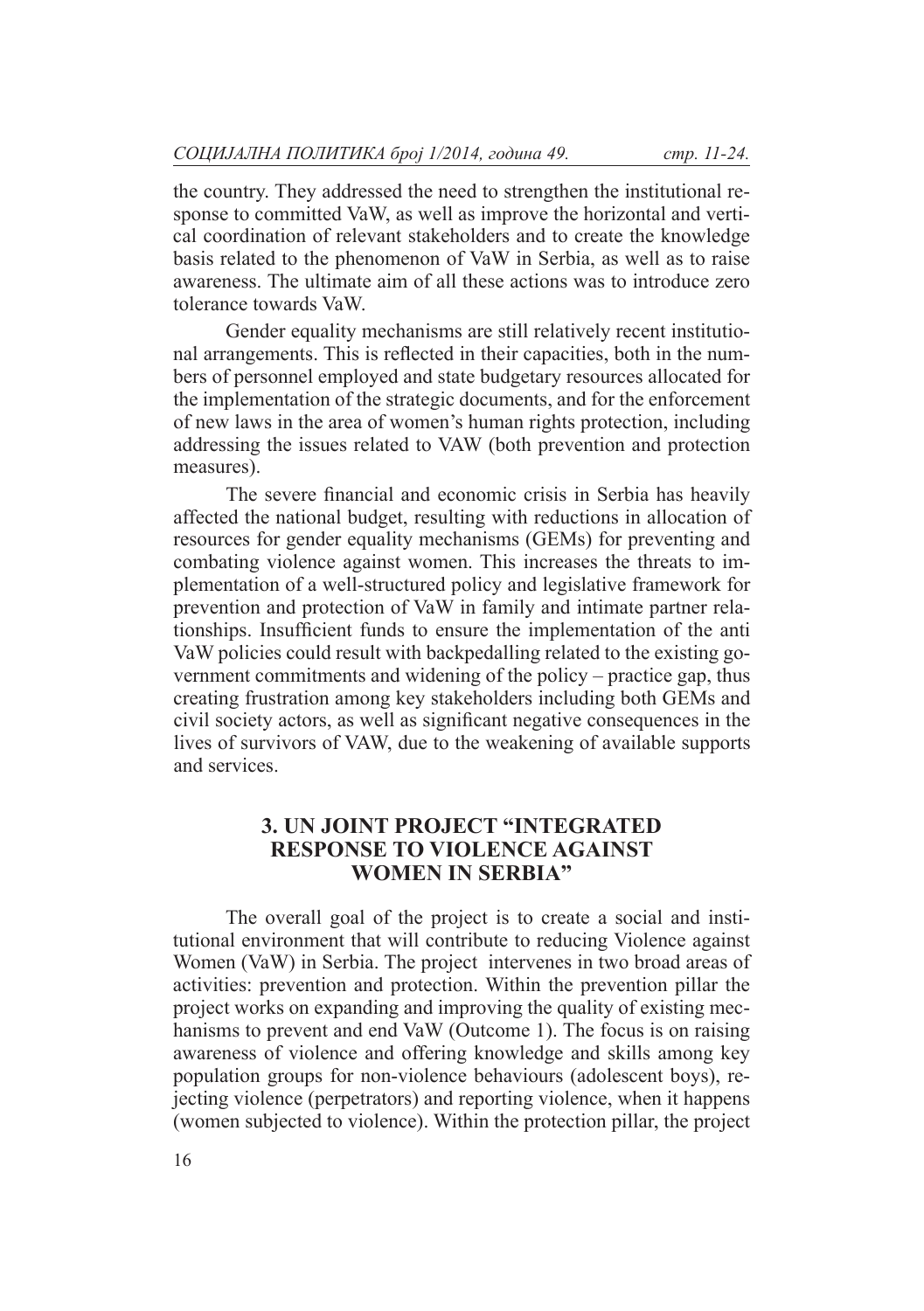the country. They addressed the need to strengthen the institutional response to committed VaW, as well as improve the horizontal and vertical coordination of relevant stakeholders and to create the knowledge basis related to the phenomenon of VaW in Serbia, as well as to raise awareness. The ultimate aim of all these actions was to introduce zero tolerance towards VaW.

Gender equality mechanisms are still relatively recent institutional arrangements. This is reflected in their capacities, both in the numbers of personnel employed and state budgetary resources allocated for the implementation of the strategic documents, and for the enforcement of new laws in the area of women's human rights protection, including addressing the issues related to VAW (both prevention and protection measures).

The severe financial and economic crisis in Serbia has heavily affected the national budget, resulting with reductions in allocation of resources for gender equality mechanisms (GEMs) for preventing and combating violence against women. This increases the threats to implementation of a well-structured policy and legislative framework for prevention and protection of VaW in family and intimate partner relationships. Insufficient funds to ensure the implementation of the anti VaW policies could result with backpedalling related to the existing government commitments and widening of the policy – practice gap, thus creating frustration among key stakeholders including both GEMs and civil society actors, as well as significant negative consequences in the lives of survivors of VAW, due to the weakening of available supports and services.

## 3. UN JOINT PROJECT "INTEGRATED RESPONSE TO VIOLENCE AGAINST WOMEN IN SERBIA"

The overall goal of the project is to create a social and institutional environment that will contribute to reducing Violence against Women (VaW) in Serbia. The project intervenes in two broad areas of activities: prevention and protection. Within the prevention pillar the project works on expanding and improving the quality of existing mechanisms to prevent and end VaW (Outcome 1). The focus is on raising awareness of violence and offering knowledge and skills among key population groups for non-violence behaviours (adolescent boys), rejecting violence (perpetrators) and reporting violence, when it happens (women subjected to violence). Within the protection pillar, the project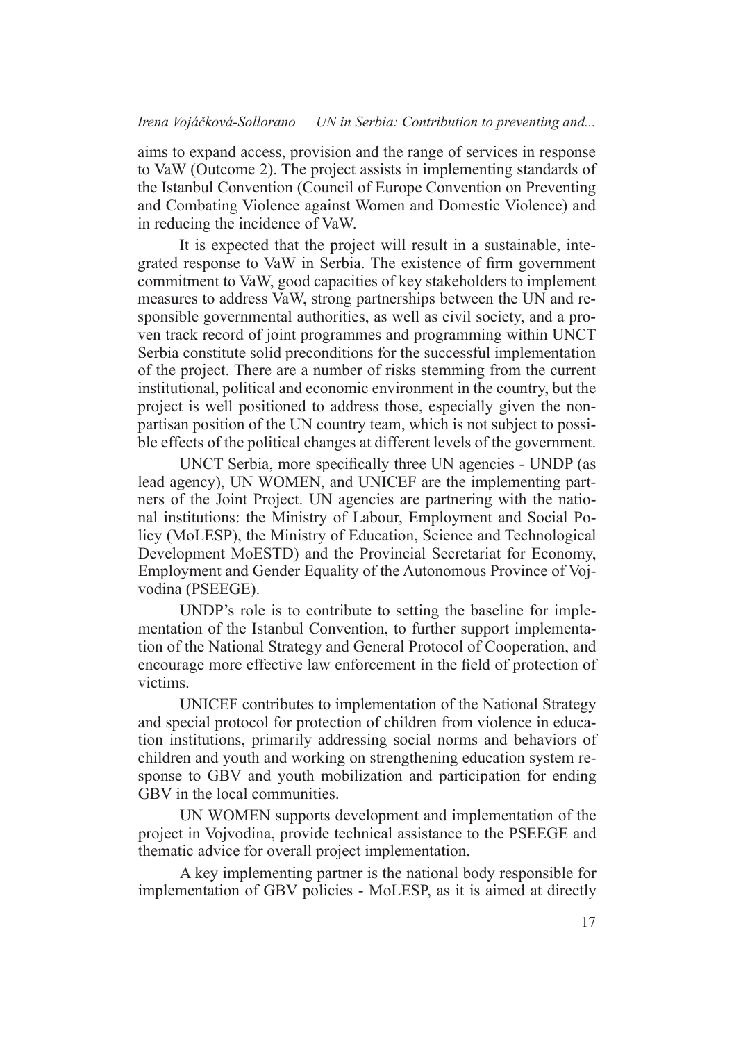aims to expand access, provision and the range of services in response to VaW (Outcome 2). The project assists in implementing standards of the Istanbul Convention (Council of Europe Convention on Preventing and Combating Violence against Women and Domestic Violence) and in reducing the incidence of VaW.

It is expected that the project will result in a sustainable, integrated response to VaW in Serbia. The existence of firm government commitment to VaW, good capacities of key stakeholders to implement measures to address VaW, strong partnerships between the UN and responsible governmental authorities, as well as civil society, and a proven track record of joint programmes and programming within UNCT Serbia constitute solid preconditions for the successful implementation of the project. There are a number of risks stemming from the current institutional, political and economic environment in the country, but the project is well positioned to address those, especially given the nonpartisan position of the UN country team, which is not subject to possible effects of the political changes at different levels of the government.

UNCT Serbia, more specifically three UN agencies - UNDP (as lead agency), UN WOMEN, and UNICEF are the implementing partners of the Joint Project. UN agencies are partnering with the national institutions: the Ministry of Labour, Employment and Social Policy (MoLESP), the Ministry of Education, Science and Technological Development MoESTD) and the Provincial Secretariat for Economy, Employment and Gender Equality of the Autonomous Province of Vojvodina (PSEEGE).

UNDP's role is to contribute to setting the baseline for implementation of the Istanbul Convention, to further support implementation of the National Strategy and General Protocol of Cooperation, and encourage more effective law enforcement in the field of protection of victims.

UNICEF contributes to implementation of the National Strategy and special protocol for protection of children from violence in education institutions, primarily addressing social norms and behaviors of children and youth and working on strengthening education system response to GBV and youth mobilization and participation for ending GBV in the local communities.

UN WOMEN supports development and implementation of the project in Vojvodina, provide technical assistance to the PSEEGE and thematic advice for overall project implementation.

A key implementing partner is the national body responsible for implementation of GBV policies - MoLESP, as it is aimed at directly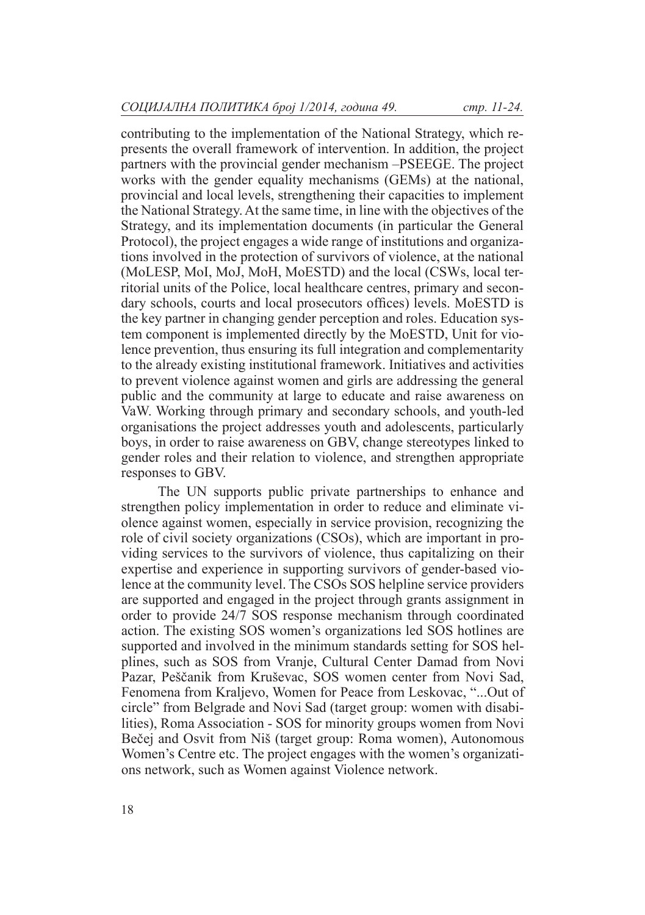contributing to the implementation of the National Strategy, which represents the overall framework of intervention. In addition, the project partners with the provincial gender mechanism –PSEEGE. The project works with the gender equality mechanisms (GEMs) at the national, provincial and local levels, strengthening their capacities to implement the National Strategy. At the same time, in line with the objectives of the Strategy, and its implementation documents (in particular the General Protocol), the project engages a wide range of institutions and organizations involved in the protection of survivors of violence, at the national (MoLESP, MoI, MoJ, MoH, MoESTD) and the local (CSWs, local territorial units of the Police, local healthcare centres, primary and secondary schools, courts and local prosecutors offices) levels. MoESTD is the key partner in changing gender perception and roles. Education system component is implemented directly by the MoESTD, Unit for violence prevention, thus ensuring its full integration and complementarity to the already existing institutional framework. Initiatives and activities to prevent violence against women and girls are addressing the general public and the community at large to educate and raise awareness on VaW. Working through primary and secondary schools, and youth-led organisations the project addresses youth and adolescents, particularly boys, in order to raise awareness on GBV, change stereotypes linked to gender roles and their relation to violence, and strengthen appropriate responses to GBV.

The UN supports public private partnerships to enhance and strengthen policy implementation in order to reduce and eliminate violence against women, especially in service provision, recognizing the role of civil society organizations (CSOs), which are important in providing services to the survivors of violence, thus capitalizing on their expertise and experience in supporting survivors of gender-based violence at the community level. The CSOs SOS helpline service providers are supported and engaged in the project through grants assignment in order to provide 24/7 SOS response mechanism through coordinated action. The existing SOS women's organizations led SOS hotlines are supported and involved in the minimum standards setting for SOS helplines, such as SOS from Vranje, Cultural Center Damad from Novi Pazar, Peščanik from Kruševac, SOS women center from Novi Sad, Fenomena from Kraljevo, Women for Peace from Leskovac, "...Out of circle" from Belgrade and Novi Sad (target group: women with disabilities), Roma Association - SOS for minority groups women from Novi Bečej and Osvit from Niš (target group: Roma women), Autonomous Women's Centre etc. The project engages with the women's organizations network, such as Women against Violence network.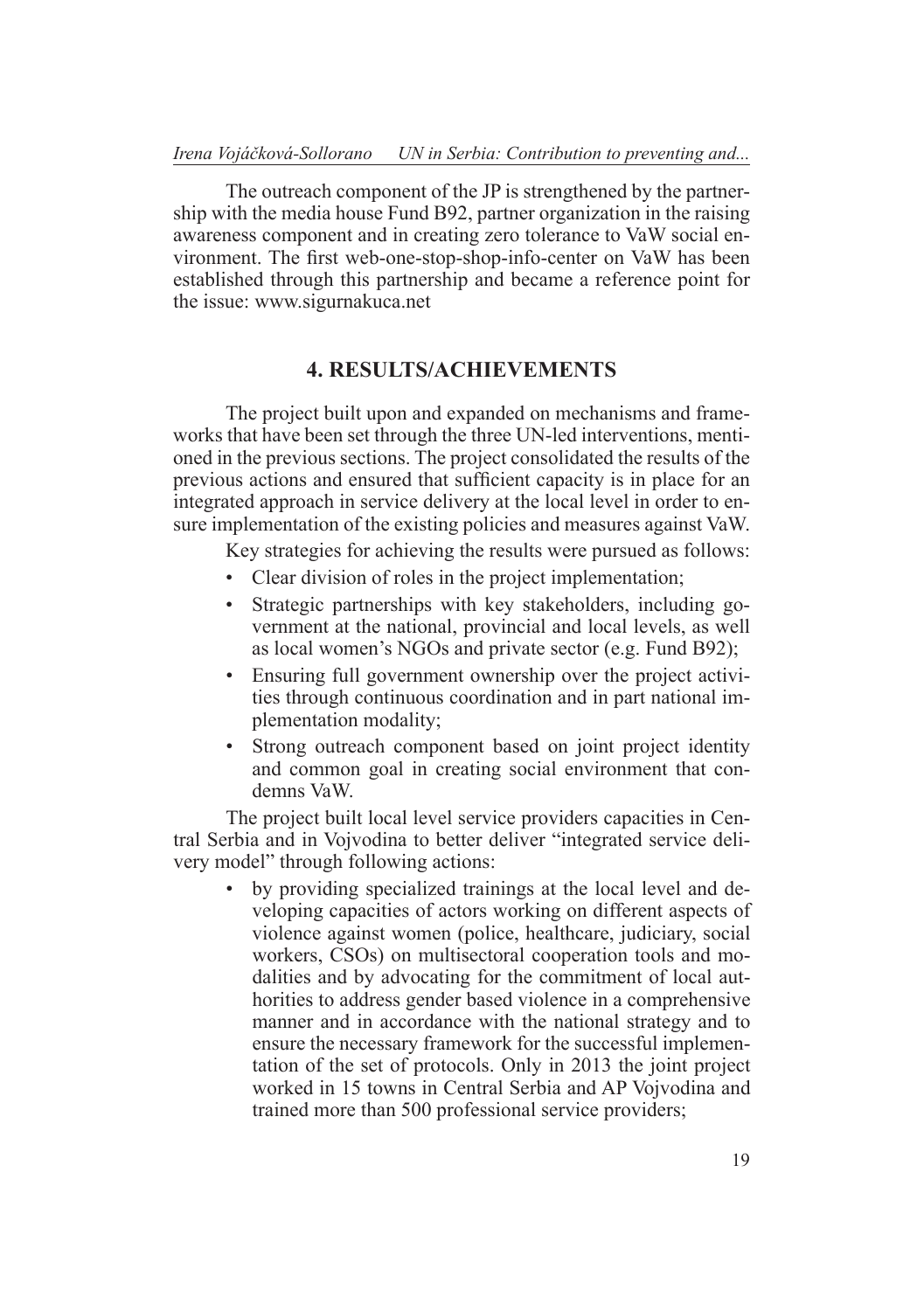The outreach component of the JP is strengthened by the partnership with the media house Fund B92, partner organization in the raising awareness component and in creating zero tolerance to VaW social environment. The first web-one-stop-shop-info-center on VaW has been established through this partnership and became a reference point for the issue: www.sigurnakuca.net

## 4. RESULTS/ACHIEVEMENTS

The project built upon and expanded on mechanisms and frameworks that have been set through the three UN-led interventions, mentioned in the previous sections. The project consolidated the results of the previous actions and ensured that sufficient capacity is in place for an integrated approach in service delivery at the local level in order to ensure implementation of the existing policies and measures against VaW.

Key strategies for achieving the results were pursued as follows:

- Clear division of roles in the project implementation;
- Strategic partnerships with key stakeholders, including government at the national, provincial and local levels, as well as local women's NGOs and private sector (e.g. Fund B92);
- Ensuring full government ownership over the project activities through continuous coordination and in part national implementation modality;
- Strong outreach component based on joint project identity and common goal in creating social environment that condemns VaW.

The project built local level service providers capacities in Central Serbia and in Vojvodina to better deliver "integrated service delivery model" through following actions:

- by providing specialized trainings at the local level and developing capacities of actors working on different aspects of violence against women (police, healthcare, judiciary, social workers, CSOs) on multisectoral cooperation tools and modalities and by advocating for the commitment of local authorities to address gender based violence in a comprehensive manner and in accordance with the national strategy and to ensure the necessary framework for the successful implementation of the set of protocols. Only in 2013 the joint project worked in 15 towns in Central Serbia and AP Vojvodina and trained more than 500 professional service providers;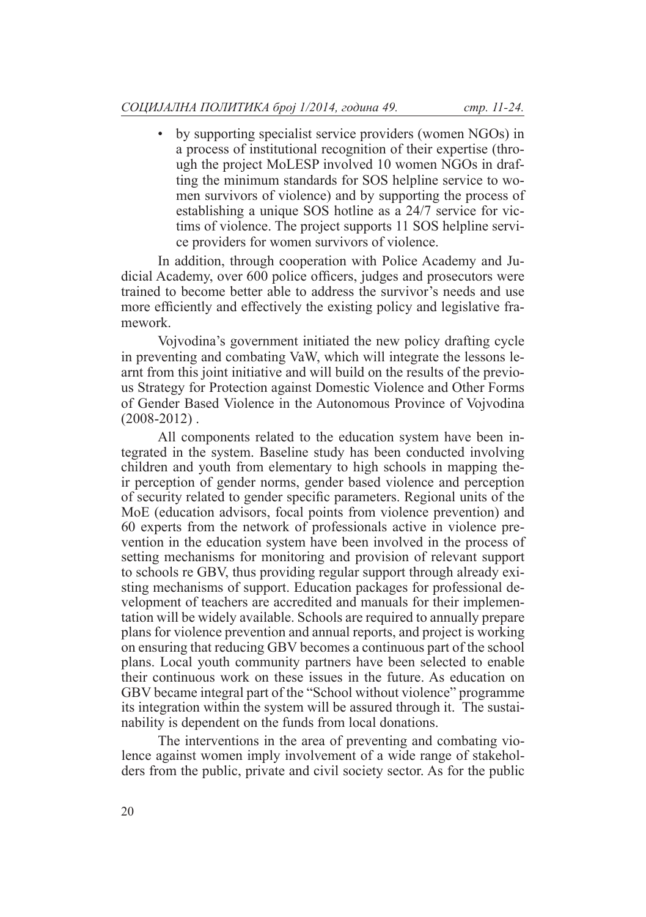- by supporting specialist service providers (women NGOs) in a process of institutional recognition of their expertise (through the project MoLESP involved 10 women NGOs in drafting the minimum standards for SOS helpline service to women survivors of violence) and by supporting the process of establishing a unique SOS hotline as a 24/7 service for victims of violence. The project supports 11 SOS helpline service providers for women survivors of violence.

In addition, through cooperation with Police Academy and Judicial Academy, over 600 police officers, judges and prosecutors were trained to become better able to address the survivor's needs and use more efficiently and effectively the existing policy and legislative framework.

Vojvodina's government initiated the new policy drafting cycle in preventing and combating VaW, which will integrate the lessons learnt from this joint initiative and will build on the results of the previous Strategy for Protection against Domestic Violence and Other Forms of Gender Based Violence in the Autonomous Province of Vojvodina (2008-2012) .

All components related to the education system have been integrated in the system. Baseline study has been conducted involving children and youth from elementary to high schools in mapping their perception of gender norms, gender based violence and perception of security related to gender specific parameters. Regional units of the MoE (education advisors, focal points from violence prevention) and 60 experts from the network of professionals active in violence prevention in the education system have been involved in the process of setting mechanisms for monitoring and provision of relevant support to schools re GBV, thus providing regular support through already existing mechanisms of support. Education packages for professional development of teachers are accredited and manuals for their implementation will be widely available. Schools are required to annually prepare plans for violence prevention and annual reports, and project is working on ensuring that reducing GBV becomes a continuous part of the school plans. Local youth community partners have been selected to enable their continuous work on these issues in the future. As education on GBV became integral part of the "School without violence" programme its integration within the system will be assured through it. The sustainability is dependent on the funds from local donations.

The interventions in the area of preventing and combating violence against women imply involvement of a wide range of stakeholders from the public, private and civil society sector. As for the public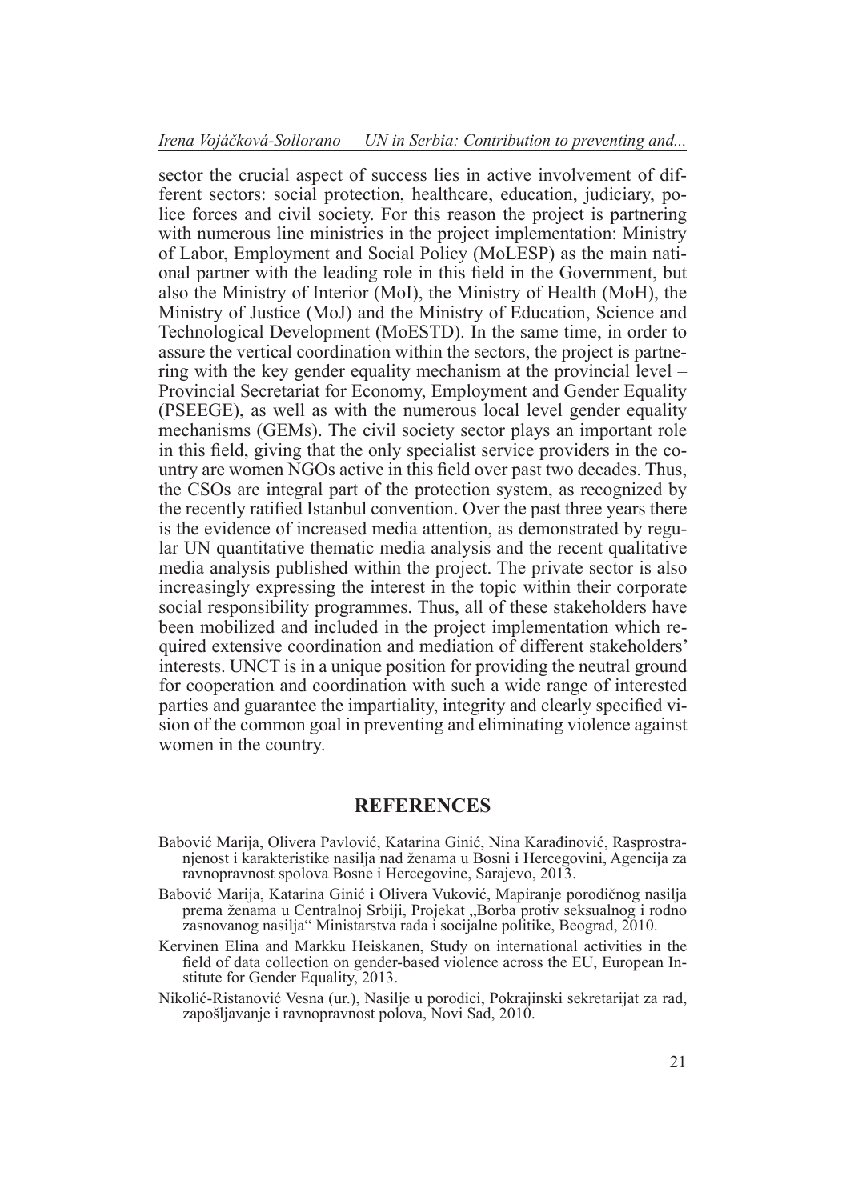sector the crucial aspect of success lies in active involvement of different sectors: social protection, healthcare, education, judiciary, police forces and civil society. For this reason the project is partnering with numerous line ministries in the project implementation: Ministry of Labor, Employment and Social Policy (MoLESP) as the main national partner with the leading role in this field in the Government, but also the Ministry of Interior (MoI), the Ministry of Health (MoH), the Ministry of Justice (MoJ) and the Ministry of Education, Science and Technological Development (MoESTD). In the same time, in order to assure the vertical coordination within the sectors, the project is partnering with the key gender equality mechanism at the provincial level – Provincial Secretariat for Economy, Employment and Gender Equality (PSEEGE), as well as with the numerous local level gender equality mechanisms (GEMs). The civil society sector plays an important role in this field, giving that the only specialist service providers in the country are women NGOs active in this field over past two decades. Thus, the CSOs are integral part of the protection system, as recognized by the recently ratified Istanbul convention. Over the past three years there is the evidence of increased media attention, as demonstrated by regular UN quantitative thematic media analysis and the recent qualitative media analysis published within the project. The private sector is also increasingly expressing the interest in the topic within their corporate social responsibility programmes. Thus, all of these stakeholders have been mobilized and included in the project implementation which required extensive coordination and mediation of different stakeholders' interests. UNCT is in a unique position for providing the neutral ground for cooperation and coordination with such a wide range of interested parties and guarantee the impartiality, integrity and clearly specified vision of the common goal in preventing and eliminating violence against women in the country.

## REFERENCES

Babović Marija, Olivera Pavlović, Katarina Ginić, Nina Karađinović, Rasprostranjenost i karakteristike nasilja nad ženama u Bosni i Hercegovini, Agencija za ravnopravnost spolova Bosne i Hercegovine, Sarajevo, 2013.

Babović Marija, Katarina Ginić i Olivera Vuković, Mapiranje porodičnog nasilja prema ženama u Centralnoj Srbiji, Projekat „Borba protiv seksualnog i rodno zasnovanog nasilja" Ministarstva rada i socijalne politike, Beograd, 2010.

Kervinen Elina and Markku Heiskanen, Study on international activities in the field of data collection on gender-based violence across the EU, European Institute for Gender Equality, 2013.

Nikolić-Ristanović Vesna (ur.), Nasilje u porodici, Pokrajinski sekretarijat za rad, zapošljavanje i ravnopravnost polova, Novi Sad, 2010.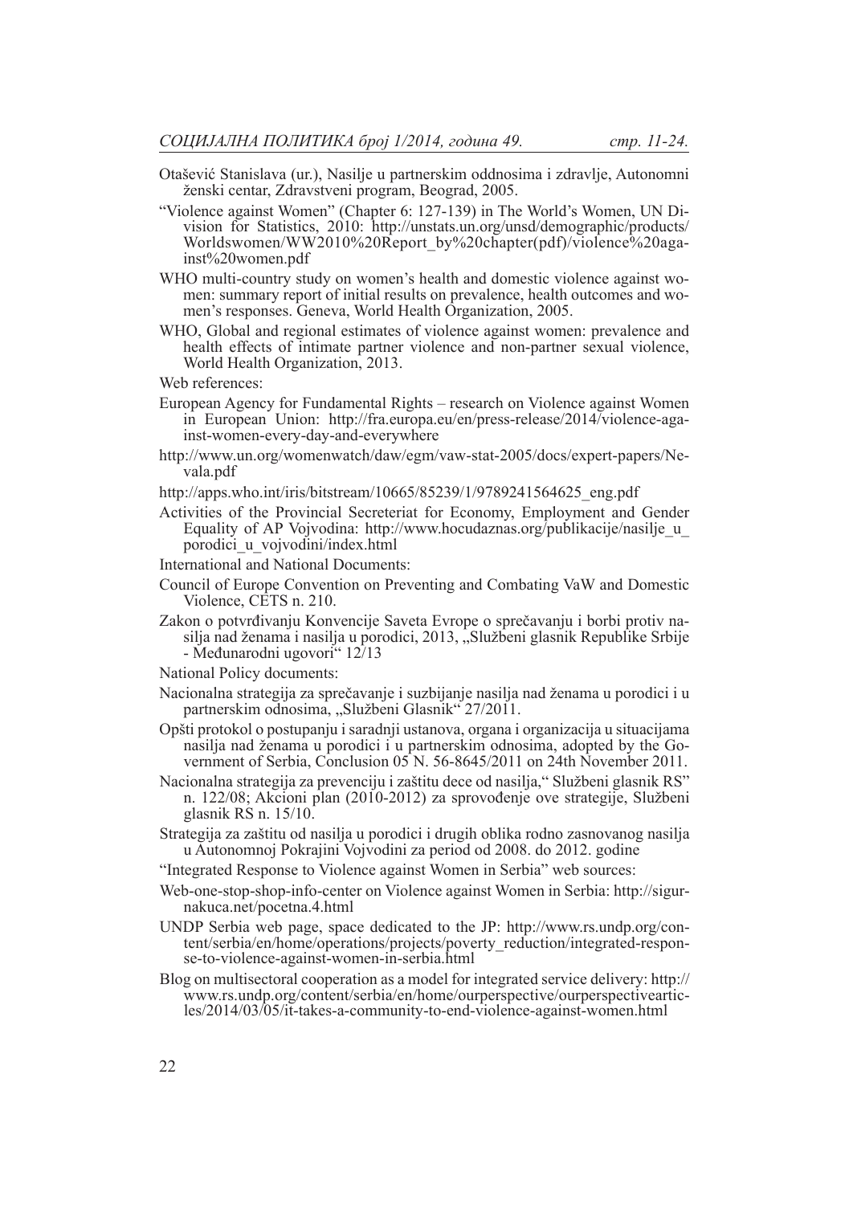Otašević Stanislava (ur.), Nasilje u partnerskim oddnosima i zdravlje, Autonomni ženski centar, Zdravstveni program, Beograd, 2005.

"Violence against Women" (Chapter 6: 127-139) in The World's Women, UN Division for Statistics, 2010: http://unstats.un.org/unsd/demographic/products/Worldswomen/WW2010%20Report_by%20chapter(pdf)/violence%20against%20women.pdf

WHO multi-country study on women's health and domestic violence against women: summary report of initial results on prevalence, health outcomes and women's responses. Geneva, World Health Organization, 2005.

WHO, Global and regional estimates of violence against women: prevalence and health effects of intimate partner violence and non-partner sexual violence, World Health Organization, 2013.

Web references:

European Agency for Fundamental Rights – research on Violence against Women in European Union: http://fra.europa.eu/en/press-release/2014/violence-against-women-every-day-and-everywhere

http://www.un.org/womenwatch/daw/egm/vaw-stat-2005/docs/expert-papers/Nevala.pdf

http://apps.who.int/iris/bitstream/10665/85239/1/9789241564625_eng.pdf

Activities of the Provincial Secreteriat for Economy, Employment and Gender Equality of AP Vojvodina: http://www.hocudaznas.org/publikacije/nasilje_u_porodici_u_vojvodini/index.html

International and National Documents:

Council of Europe Convention on Preventing and Combating VaW and Domestic Violence, CETS n. 210.

Zakon o potvrđivanju Konvencije Saveta Evrope o sprečavanju i borbi protiv nasilja nad ženama i nasilja u porodici, 2013, „Službeni glasnik Republike Srbije - Međunarodni ugovori" 12/13

National Policy documents:

Nacionalna strategija za sprečavanje i suzbijanje nasilja nad ženama u porodici i u partnerskim odnosima, „Službeni Glasnik" 27/2011.

Opšti protokol o postupanju i saradnji ustanova, organa i organizacija u situacijama nasilja nad ženama u porodici i u partnerskim odnosima, adopted by the Government of Serbia, Conclusion 05 N. 56-8645/2011 on 24th November 2011.

Nacionalna strategija za prevenciju i zaštitu dece od nasilja," Službeni glasnik RS" n. 122/08; Akcioni plan (2010-2012) za sprovođenje ove strategije, Službeni glasnik RS n. 15/10.

Strategija za zaštitu od nasilja u porodici i drugih oblika rodno zasnovanog nasilja u Autonomnoj Pokrajini Vojvodini za period od 2008. do 2012. godine

"Integrated Response to Violence against Women in Serbia" web sources:

Web-one-stop-shop-info-center on Violence against Women in Serbia: http://sigurnakuca.net/pocetna.4.html

UNDP Serbia web page, space dedicated to the JP: http://www.rs.undp.org/content/serbia/en/home/operations/projects/poverty_reduction/integrated-response-to-violence-against-women-in-serbia.html

Blog on multisectoral cooperation as a model for integrated service delivery: http://www.rs.undp.org/content/serbia/en/home/ourperspective/ourperspectivearticles/2014/03/05/it-takes-a-community-to-end-violence-against-women.html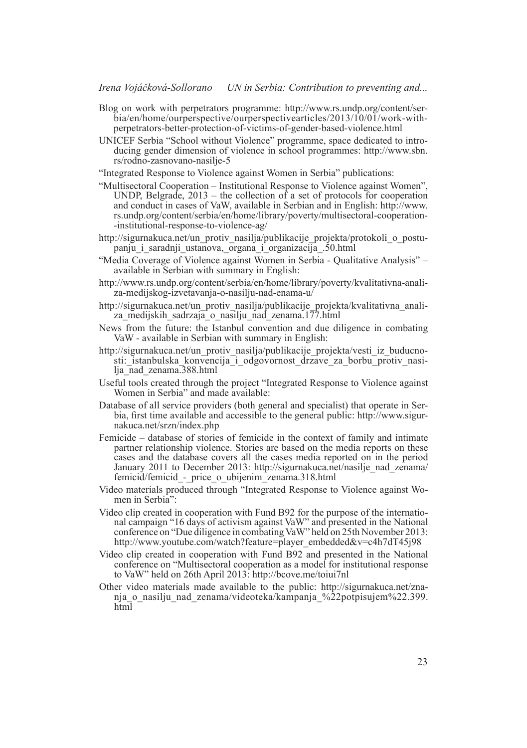Blog on work with perpetrators programme: http://www.rs.undp.org/content/serbia/en/home/ourperspective/ourperspectivearticles/2013/10/01/work-with-perpetrators-better-protection-of-victims-of-gender-based-violence.html

UNICEF Serbia "School without Violence" programme, space dedicated to introducing gender dimension of violence in school programmes: http://www.sbn.rs/rodno-zasnovano-nasilje-5

"Integrated Response to Violence against Women in Serbia" publications:

"Multisectoral Cooperation – Institutional Response to Violence against Women", UNDP, Belgrade, 2013 – the collection of a set of protocols for cooperation and conduct in cases of VaW, available in Serbian and in English: http://www.rs.undp.org/content/serbia/en/home/library/poverty/multisectoral-cooperation--institutional-response-to-violence-ag/

http://sigurnakuca.net/un_protiv_nasilja/publikacije_projekta/protokoli_o_postupanju_i_saradnji_ustanova,_organa_i_organizacija_.50.html

"Media Coverage of Violence against Women in Serbia - Qualitative Analysis" – available in Serbian with summary in English:

http://www.rs.undp.org/content/serbia/en/home/library/poverty/kvalitativna-analiza-medijskog-izvetavanja-o-nasilju-nad-enama-u/

http://sigurnakuca.net/un_protiv_nasilja/publikacije_projekta/kvalitativna_analiza_medijskih_sadrzaja_o_nasilju_nad_zenama.177.html

News from the future: the Istanbul convention and due diligence in combating VaW - available in Serbian with summary in English:

http://sigurnakuca.net/un_protiv_nasilja/publikacije_projekta/vesti_iz_buducnosti:_istanbulska_konvencija_i_odgovornost_drzave_za_borbu_protiv_nasilja_nad_zenama.388.html

Useful tools created through the project "Integrated Response to Violence against Women in Serbia" and made available:

Database of all service providers (both general and specialist) that operate in Serbia, first time available and accessible to the general public: http://www.sigurnakuca.net/srzn/index.php

Femicide – database of stories of femicide in the context of family and intimate partner relationship violence. Stories are based on the media reports on these cases and the database covers all the cases media reported on in the period January 2011 to December 2013: http://sigurnakuca.net/nasilje_nad_zenama/femicid/femicid_-_price_o_ubijenim_zenama.318.html

Video materials produced through "Integrated Response to Violence against Women in Serbia":

Video clip created in cooperation with Fund B92 for the purpose of the international campaign "16 days of activism against VaW" and presented in the National conference on "Due diligence in combating VaW" held on 25th November 2013: http://www.youtube.com/watch?feature=player_embedded&v=c4h7dT45j98

Video clip created in cooperation with Fund B92 and presented in the National conference on "Multisectoral cooperation as a model for institutional response to VaW" held on 26th April 2013: http://bcove.me/toiui7nl

Other video materials made available to the public: http://sigurnakuca.net/znanja_o_nasilju_nad_zenama/videoteka/kampanja_%22potpisujem%22.399.html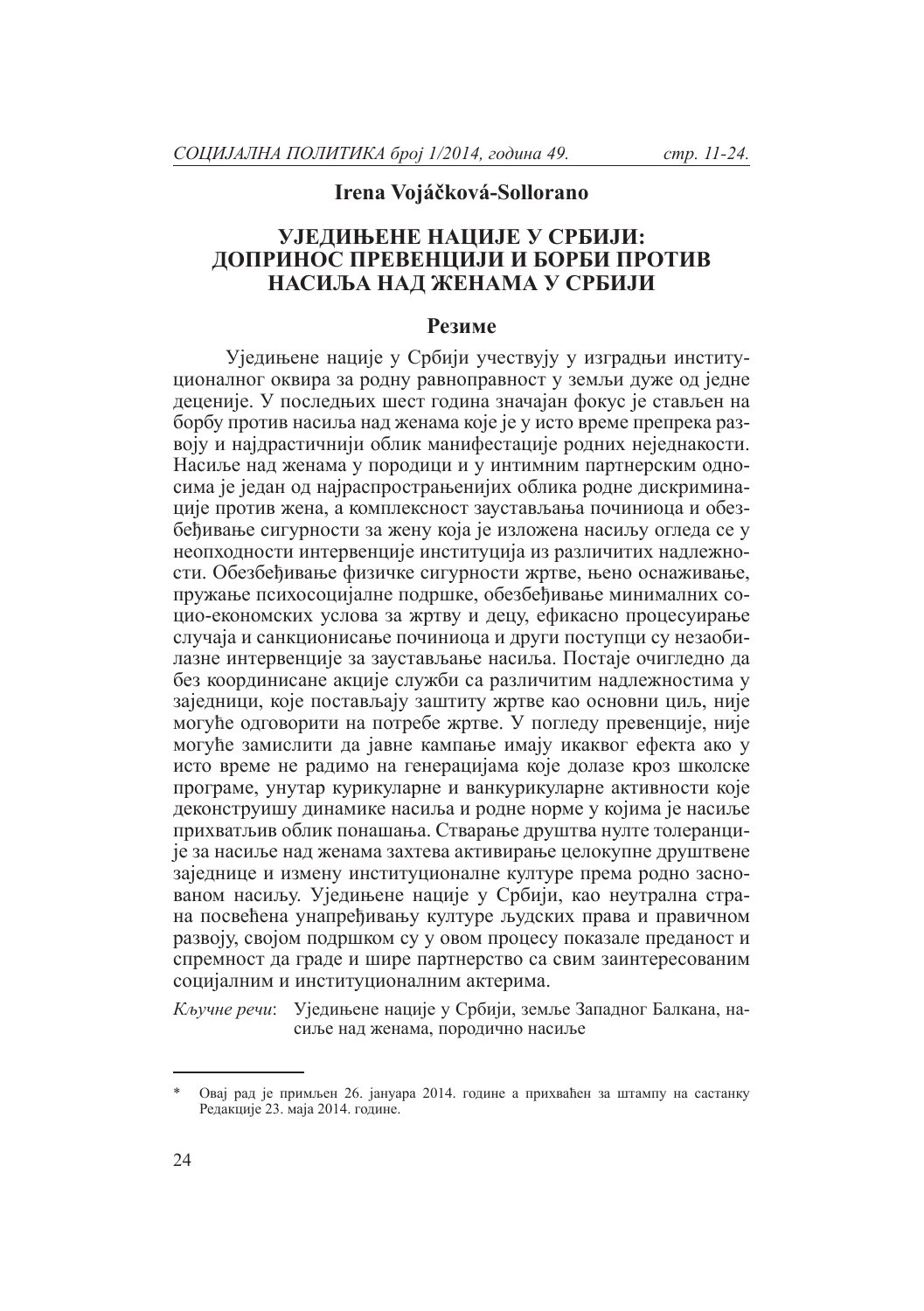**Irena Vojáčková-Sollorano**

# УЈЕДИЊЕНЕ НАЦИЈЕ У СРБИЈИ: ДОПРИНОС ПРЕВЕНЦИЈИ И БОРБИ ПРОТИВ НАСИЉА НАД ЖЕНАМА У СРБИЈИ

## Резиме

Уједињене нације у Србији учествују у изградњи институционалног оквира за родну равноправност у земљи дуже од једне деценије. У последњих шест година значајан фокус је стављен на борбу против насиља над женама које је у исто време препрека развоју и најдрастичнији облик манифестације родних неједнакости. Насиље над женама у породици и у интимним партнерским односима је један од најраспрострањенијих облика родне дискриминације против жена, а комплексност заустављања починиоца и обезбеђивање сигурности за жену која је изложена насиљу огледа се у неопходности интервенције институција из различитих надлежности. Обезбеђивање физичке сигурности жртве, њено оснаживање, пружање психосоцијалне подршке, обезбеђивање минималних социо-економских услова за жртву и децу, ефикасно процесуирање случаја и санкционисање починиоца и други поступци су незаобилазне интервенције за заустављање насиља. Постаје очигледно да без координисане акције служби са различитим надлежностима у заједници, које постављају заштиту жртве као основни циљ, није могуће одговорити на потребе жртве. У погледу превенције, није могуће замислити да јавне кампање имају икаквог ефекта ако у исто време не радимо на генерацијама које долазе кроз школске програме, унутар курикуларне и ванкурикуларне активности које деконструишу динамике насиља и родне норме у којима је насиље прихватљив облик понашања. Стварање друштва нулте толеранције за насиље над женама захтева активирање целокупне друштвене заједнице и измену институционалне културе према родно заснованом насиљу. Уједињене нације у Србији, као неутрална страна посвећена унапређивању културе људских права и правичном развоју, својом подршком су у овом процесу показале преданост и спремност да граде и шире партнерство са свим заинтересованим социјалним и институционалним актерима.

*Кључне речи*: Уједињене нације у Србији, земље Западног Балкана, насиље над женама, породично насиље

---

\* Овај рад је примљен 26. јануара 2014. године а прихваћен за штампу на састанку Редакције 23. маја 2014. године.